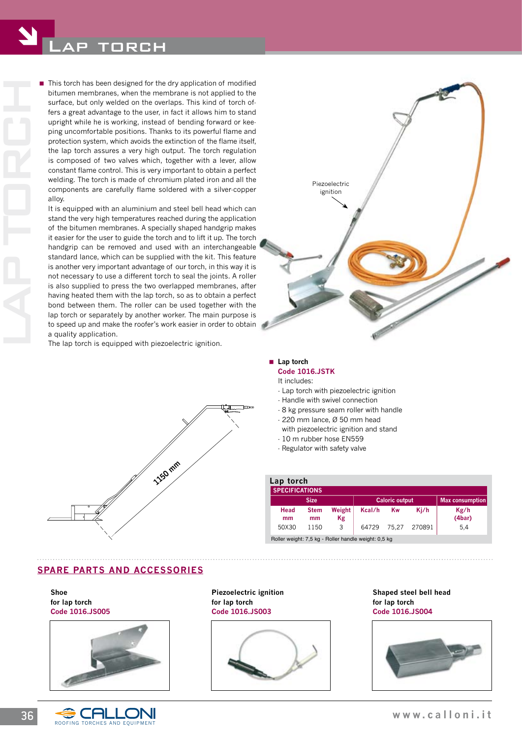# LAP TORCH

- This torch has been designed for the dry application of modified bitumen membranes, when the membrane is not applied to the surface, but only welded on the overlaps. This kind of torch offers a great advantage to the user, in fact it allows him to stand upright while he is working, instead of bending forward or keeping uncomfortable positions. Thanks to its powerful flame and protection system, which avoids the extinction of the flame itself, the lap torch assures a very high output. The torch regulation is composed of two valves which, together with a lever, allow constant flame control. This is very important to obtain a perfect welding. The torch is made of chromium plated iron and all the components are carefully flame soldered with a silver-copper alloy.
  It is equipped with an aluminium and steel bell head which can stand the very high temperatures reached during the application of the bitumen membranes. A specially shaped handgrip makes it easier for the user to guide the torch and to lift it up. The torch handgrip can be removed and used with an interchangeable standard lance, which can be supplied with the kit. This feature is another very important advantage of our torch, in this way it is not necessary to use a different torch to seal the joints. A roller is also supplied to press the two overlapped membranes, after having heated them with the lap torch, so as to obtain a perfect bond between them. The roller can be used together with the lap torch or separately by another worker. The main purpose is to speed up and make the roofer's work easier in order to obtain a quality application.
  The lap torch is equipped with piezoelectric ignition.

Piezoelectric ignition

1150 mm

- **Lap torch**
  **Code 1016.JSTK**
  It includes:
  - Lap torch with piezoelectric ignition
  - Handle with swivel connection
  - 8 kg pressure seam roller with handle
  - 220 mm lance, Ø 50 mm head with piezoelectric ignition and stand
  - 10 m rubber hose EN559
  - Regulator with safety valve

**Lap torch**

**SPECIFICATIONS**

| Size | | | Caloric output | | | Max consumption |
|---|---|---|---|---|---|---|
| Head mm | Stem mm | Weight Kg | Kcal/h | Kw | Kj/h | Kg/h (4bar) |
| 50X30 | 1150 | 3 | 64729 | 75,27 | 270891 | 5,4 |

Roller weight: 7,5 kg - Roller handle weight: 0,5 kg

## SPARE PARTS AND ACCESSORIES

**Shoe for lap torch**
**Code 1016.JS005**

**Piezoelectric ignition for lap torch**
**Code 1016.JS003**

**Shaped steel bell head for lap torch**
**Code 1016.JS004**

CALLONI ROOFING TORCHES AND EQUIPMENT

www.calloni.it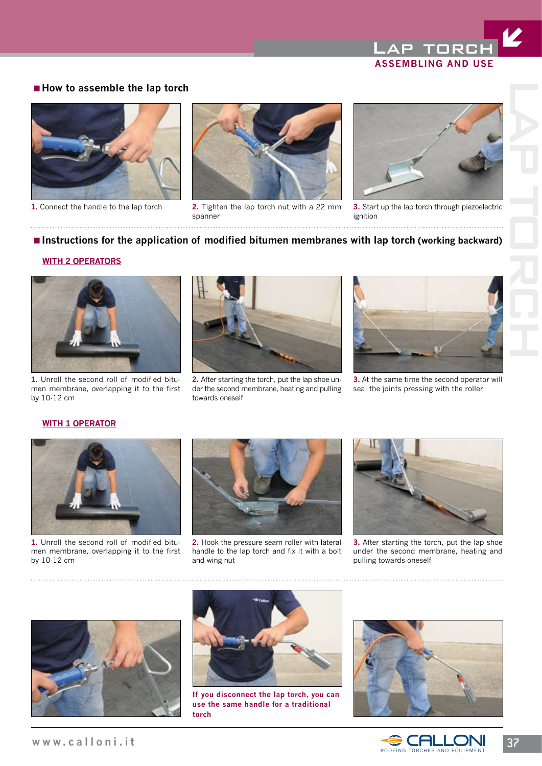# LAP TORCH
## ASSEMBLING AND USE

### How to assemble the lap torch

**1.** Connect the handle to the lap torch

**2.** Tighten the lap torch nut with a 22 mm spanner

**3.** Start up the lap torch through piezoelectric ignition

### Instructions for the application of modified bitumen membranes with lap torch (working backward)

**WITH 2 OPERATORS**

**1.** Unroll the second roll of modified bitumen membrane, overlapping it to the first by 10-12 cm

**2.** After starting the torch, put the lap shoe under the second membrane, heating and pulling towards oneself

**3.** At the same time the second operator will seal the joints pressing with the roller

**WITH 1 OPERATOR**

**1.** Unroll the second roll of modified bitumen membrane, overlapping it to the first by 10-12 cm

**2.** Hook the pressure seam roller with lateral handle to the lap torch and fix it with a bolt and wing nut

**3.** After starting the torch, put the lap shoe under the second membrane, heating and pulling towards oneself

**If you disconnect the lap torch, you can use the same handle for a traditional torch**

www.calloni.it

CALLONI ROOFING TORCHES AND EQUIPMENT